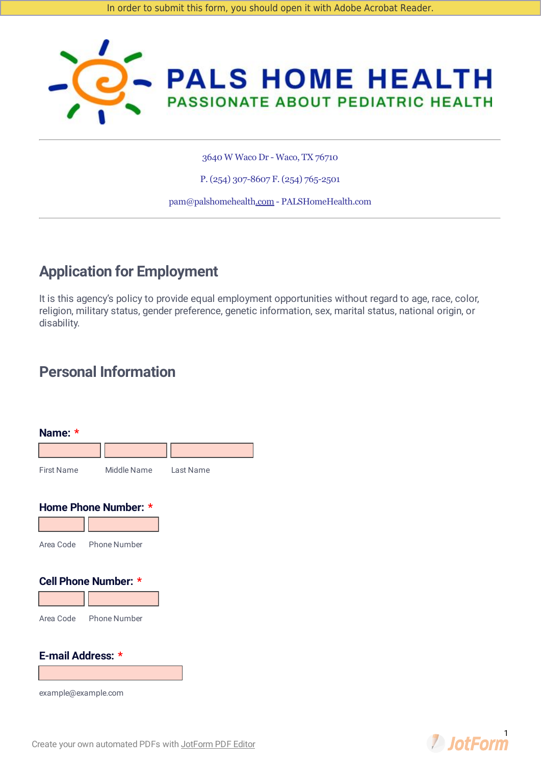In order to submit this form, you should open it with Adobe Acrobat Reader.

# PALS HOME HEALTH

PASSIONATE ABOUT PEDIATRIC HEALTH

3640 W Waco Dr - Waco, TX 76710

P. (254) 307-8607 F. (254) 765-2501

pam@palshomehealth.com - PALSHomeHealth.com

## Application for Employment

It is this agency's policy to provide equal employment opportunities without regard to age, race, color, religion, military status, gender preference, genetic information, sex, marital status, national origin, or disability.

## Personal Information

**Name:** *

First Name | Middle Name | Last Name

**Home Phone Number:** *

Area Code | Phone Number

**Cell Phone Number:** *

Area Code | Phone Number

**E-mail Address:** *

example@example.com

Create your own automated PDFs with JotForm PDF Editor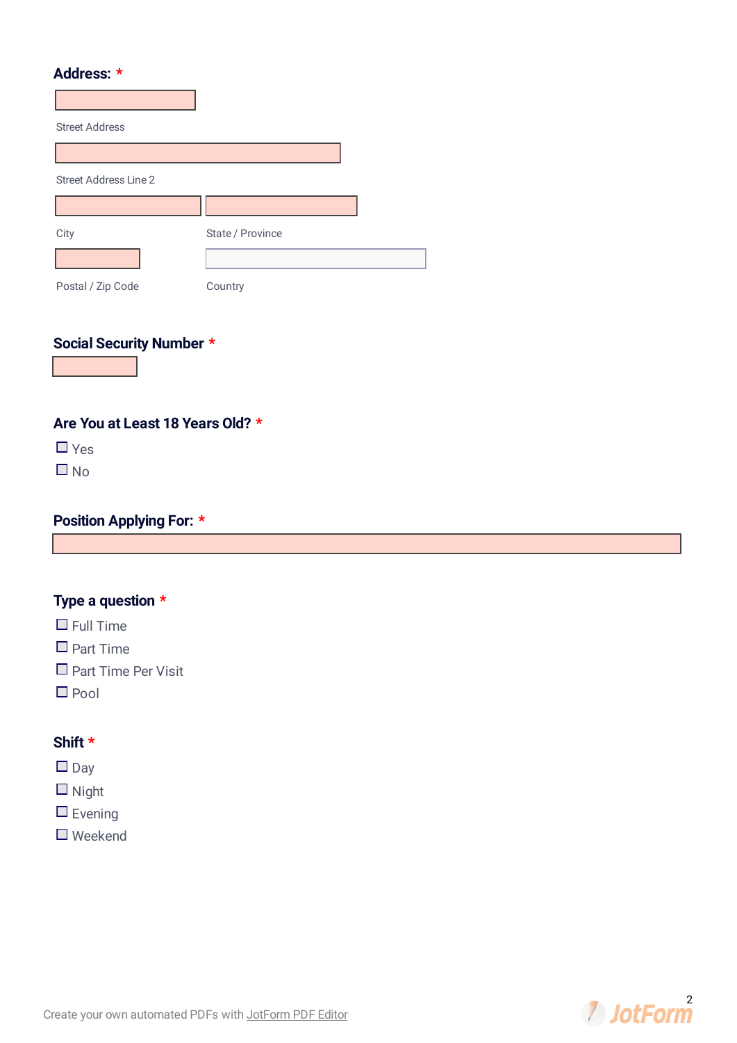**Address:** *

Street Address

Street Address Line 2

City

State / Province

Postal / Zip Code

Country

**Social Security Number** *

**Are You at Least 18 Years Old?** *

- [ ] Yes
- [ ] No

**Position Applying For:** *

**Type a question** *

- [ ] Full Time
- [ ] Part Time
- [ ] Part Time Per Visit
- [ ] Pool

**Shift** *

- [ ] Day
- [ ] Night
- [ ] Evening
- [ ] Weekend

Create your own automated PDFs with JotForm PDF Editor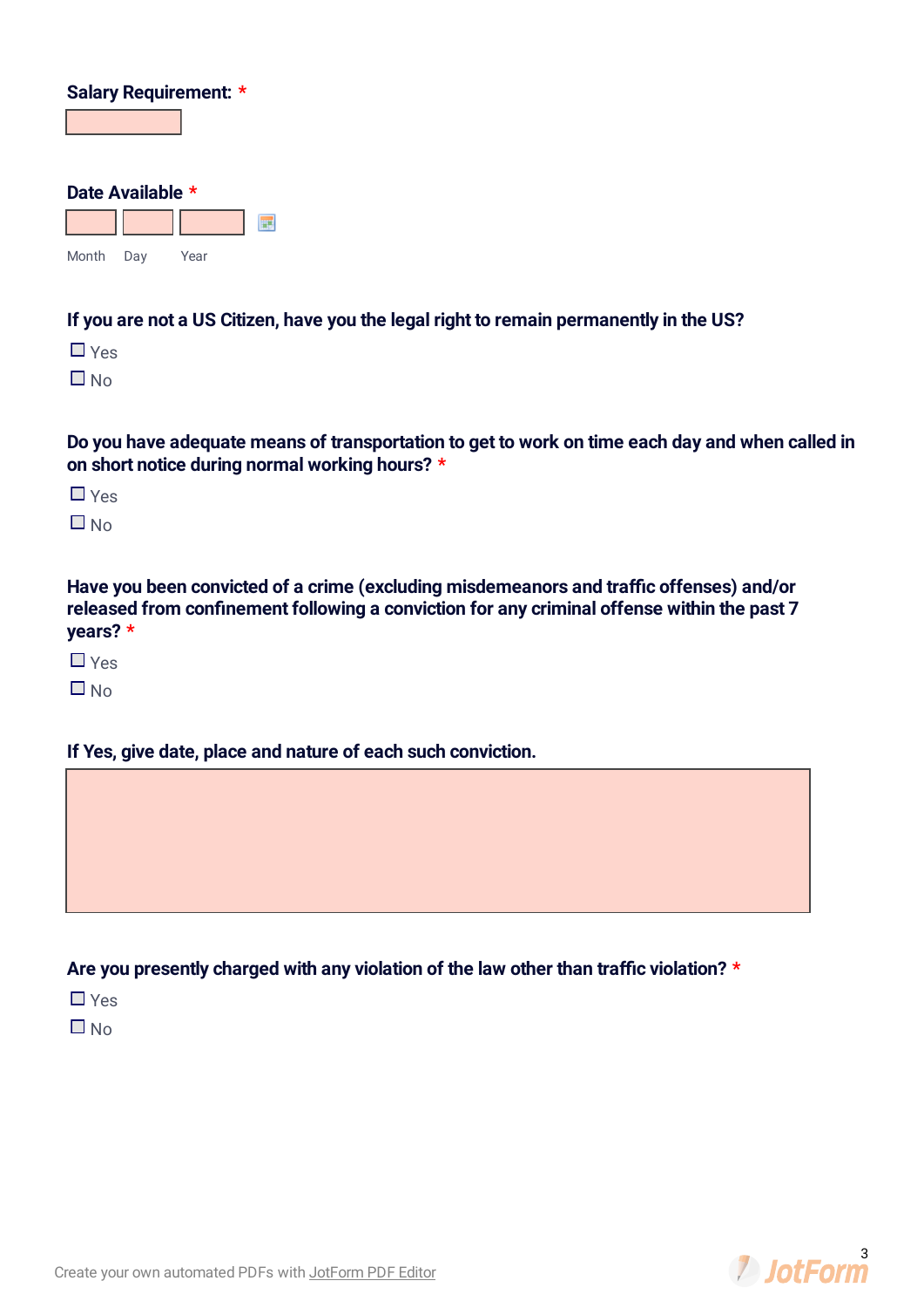**Salary Requirement:** *

**Date Available** *

Month Day Year

**If you are not a US Citizen, have you the legal right to remain permanently in the US?**

☐ Yes

☐ No

**Do you have adequate means of transportation to get to work on time each day and when called in on short notice during normal working hours?** *

☐ Yes

☐ No

**Have you been convicted of a crime (excluding misdemeanors and traffic offenses) and/or released from confinement following a conviction for any criminal offense within the past 7 years?** *

☐ Yes

☐ No

**If Yes, give date, place and nature of each such conviction.**

**Are you presently charged with any violation of the law other than traffic violation?** *

☐ Yes

☐ No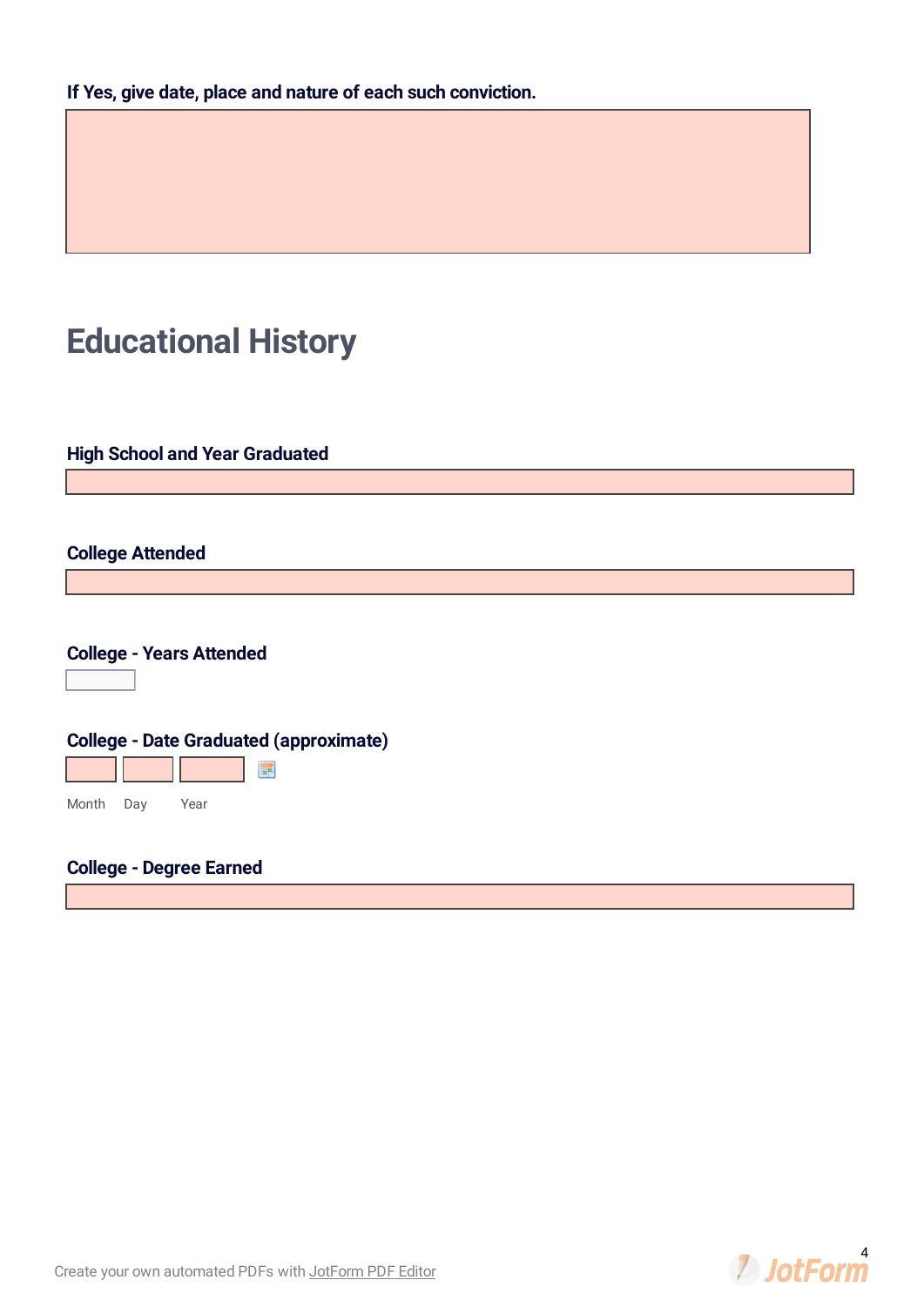**If Yes, give date, place and nature of each such conviction.**

# Educational History

**High School and Year Graduated**

**College Attended**

**College - Years Attended**

**College - Date Graduated (approximate)**

Month Day Year

**College - Degree Earned**

Create your own automated PDFs with JotForm PDF Editor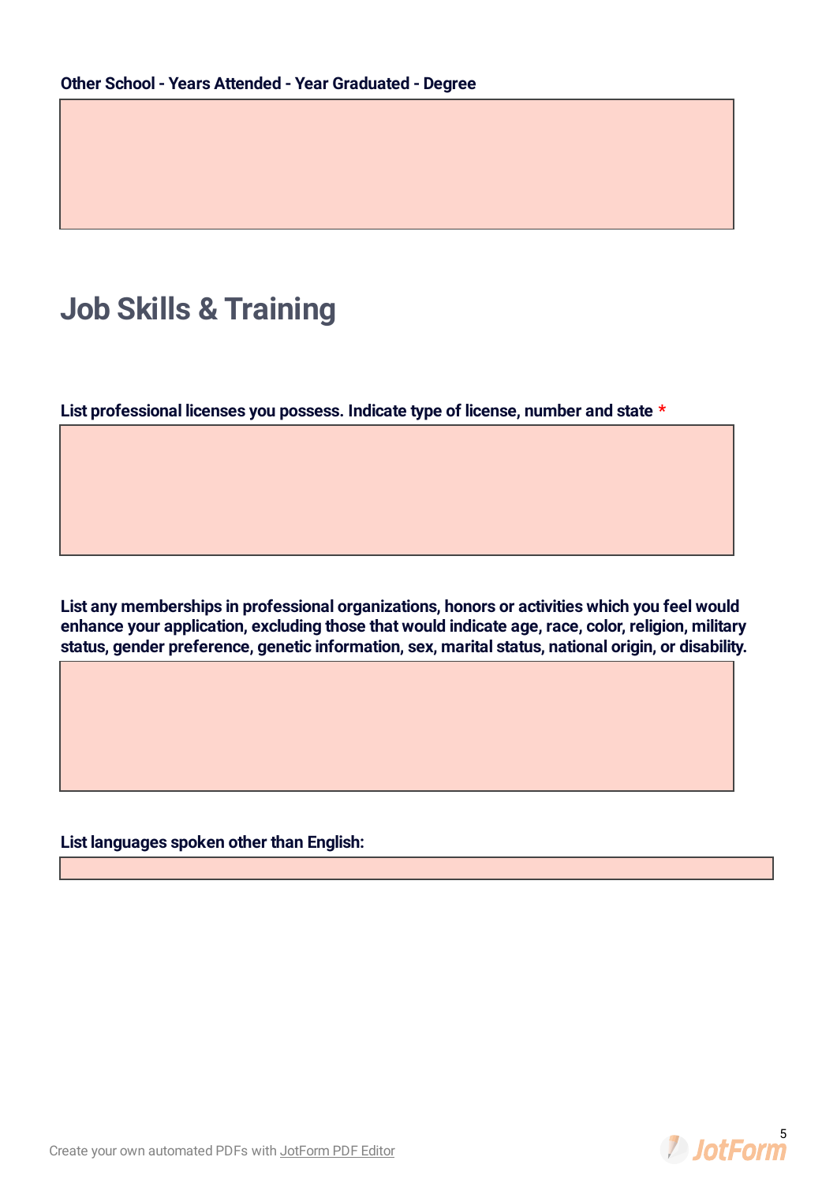**Other School - Years Attended - Year Graduated - Degree**

## Job Skills & Training

**List professional licenses you possess. Indicate type of license, number and state** *

**List any memberships in professional organizations, honors or activities which you feel would enhance your application, excluding those that would indicate age, race, color, religion, military status, gender preference, genetic information, sex, marital status, national origin, or disability.**

**List languages spoken other than English:**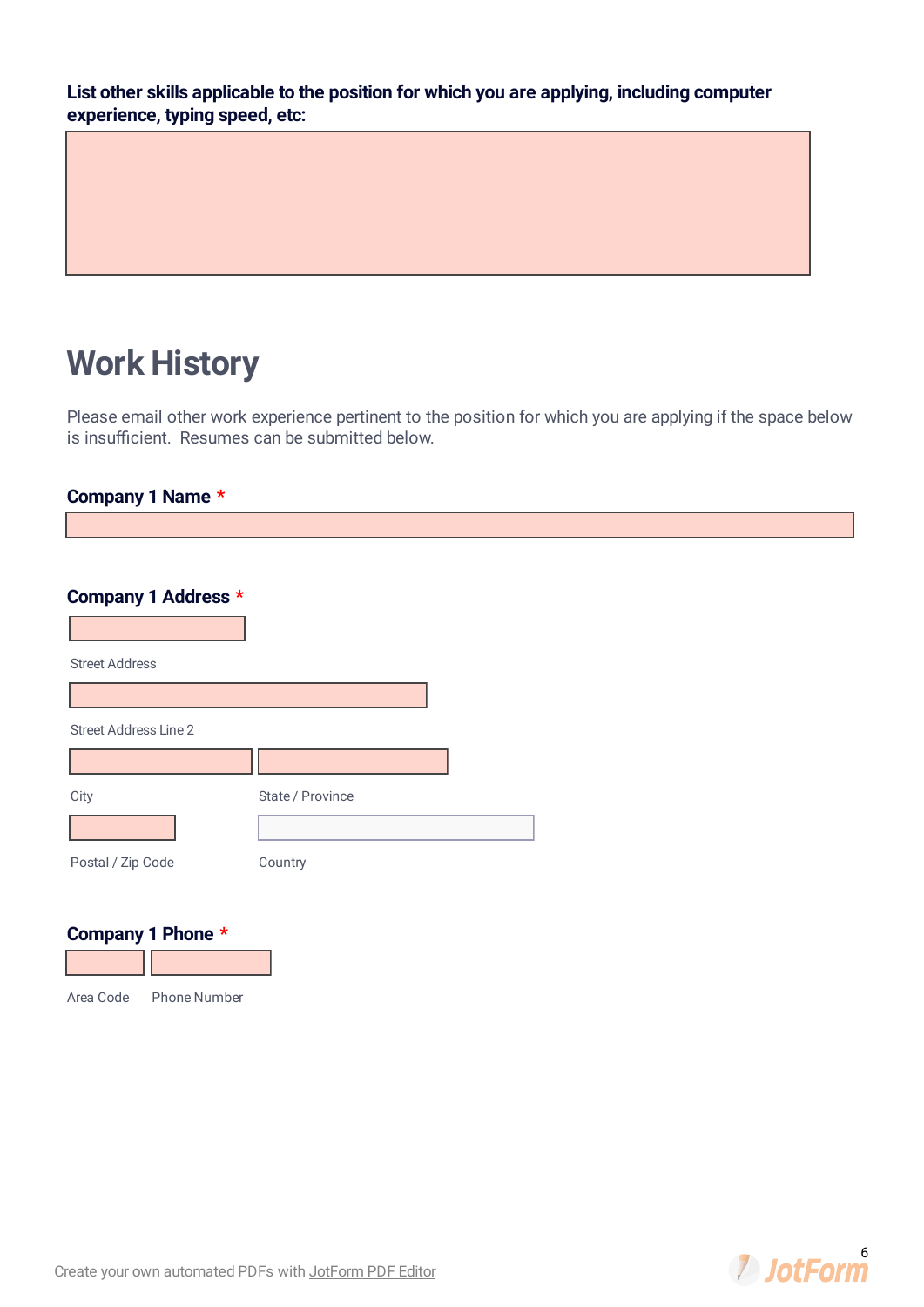**List other skills applicable to the position for which you are applying, including computer experience, typing speed, etc:**

## Work History

Please email other work experience pertinent to the position for which you are applying if the space below is insufficient. Resumes can be submitted below.

**Company 1 Name** *

**Company 1 Address** *

Street Address

Street Address Line 2

City

State / Province

Postal / Zip Code

Country

**Company 1 Phone** *

Area Code

Phone Number

Create your own automated PDFs with JotForm PDF Editor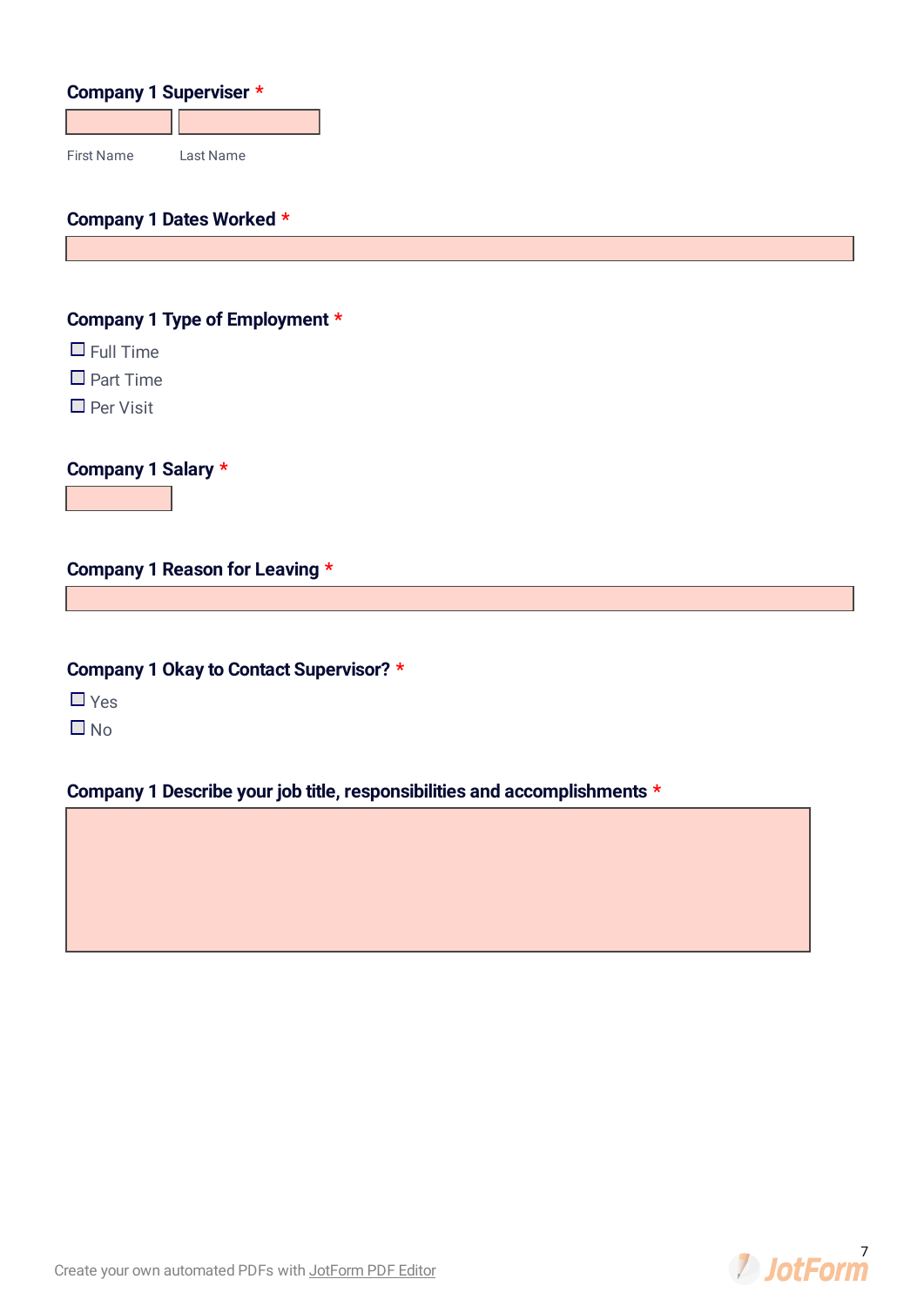**Company 1 Superviser** *

First Name Last Name

**Company 1 Dates Worked** *

**Company 1 Type of Employment** *

- ☐ Full Time
- ☐ Part Time
- ☐ Per Visit

**Company 1 Salary** *

**Company 1 Reason for Leaving** *

**Company 1 Okay to Contact Supervisor?** *

- ☐ Yes
- ☐ No

**Company 1 Describe your job title, responsibilities and accomplishments** *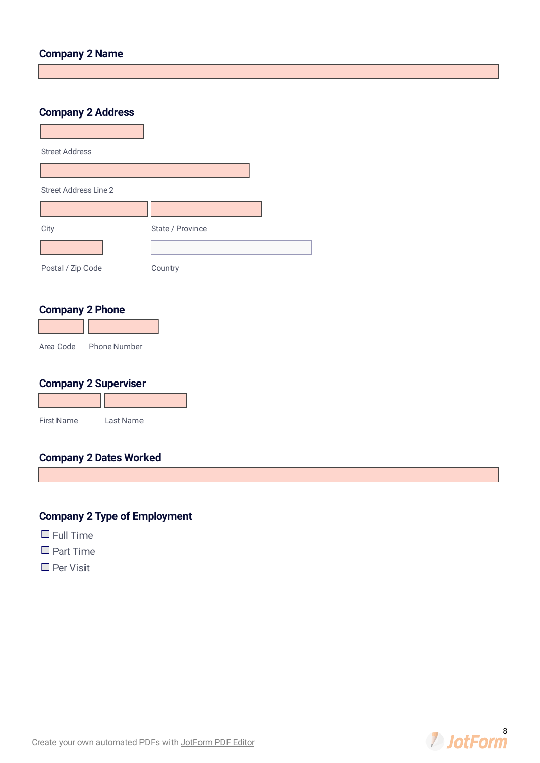### Company 2 Name

### Company 2 Address

Street Address

Street Address Line 2

City

State / Province

Postal / Zip Code

Country

### Company 2 Phone

Area Code

Phone Number

### Company 2 Superviser

First Name

Last Name

### Company 2 Dates Worked

### Company 2 Type of Employment

- ☐ Full Time
- ☐ Part Time
- ☐ Per Visit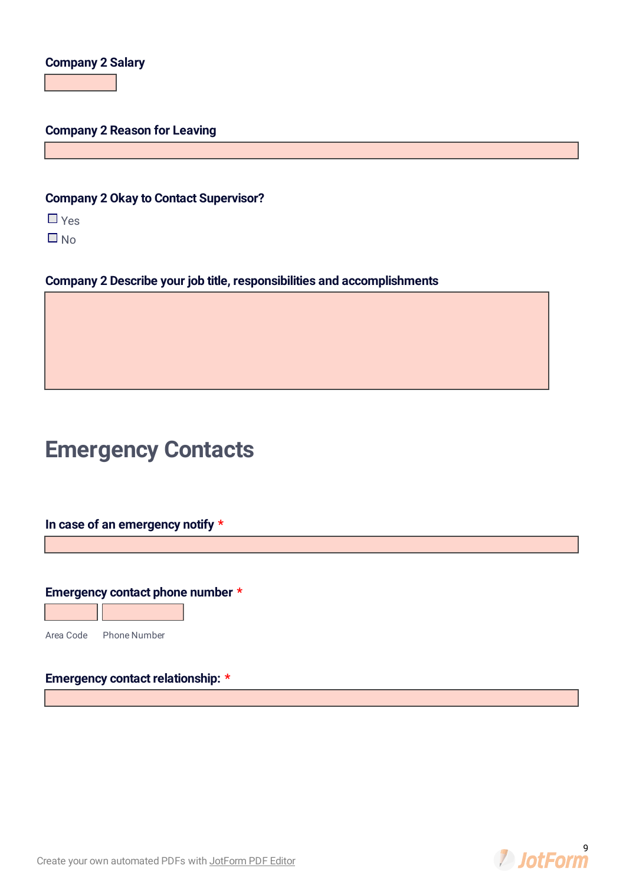**Company 2 Salary**

**Company 2 Reason for Leaving**

**Company 2 Okay to Contact Supervisor?**

- [ ] Yes
- [ ] No

**Company 2 Describe your job title, responsibilities and accomplishments**

## Emergency Contacts

**In case of an emergency notify** *

**Emergency contact phone number** *

Area Code Phone Number

**Emergency contact relationship:** *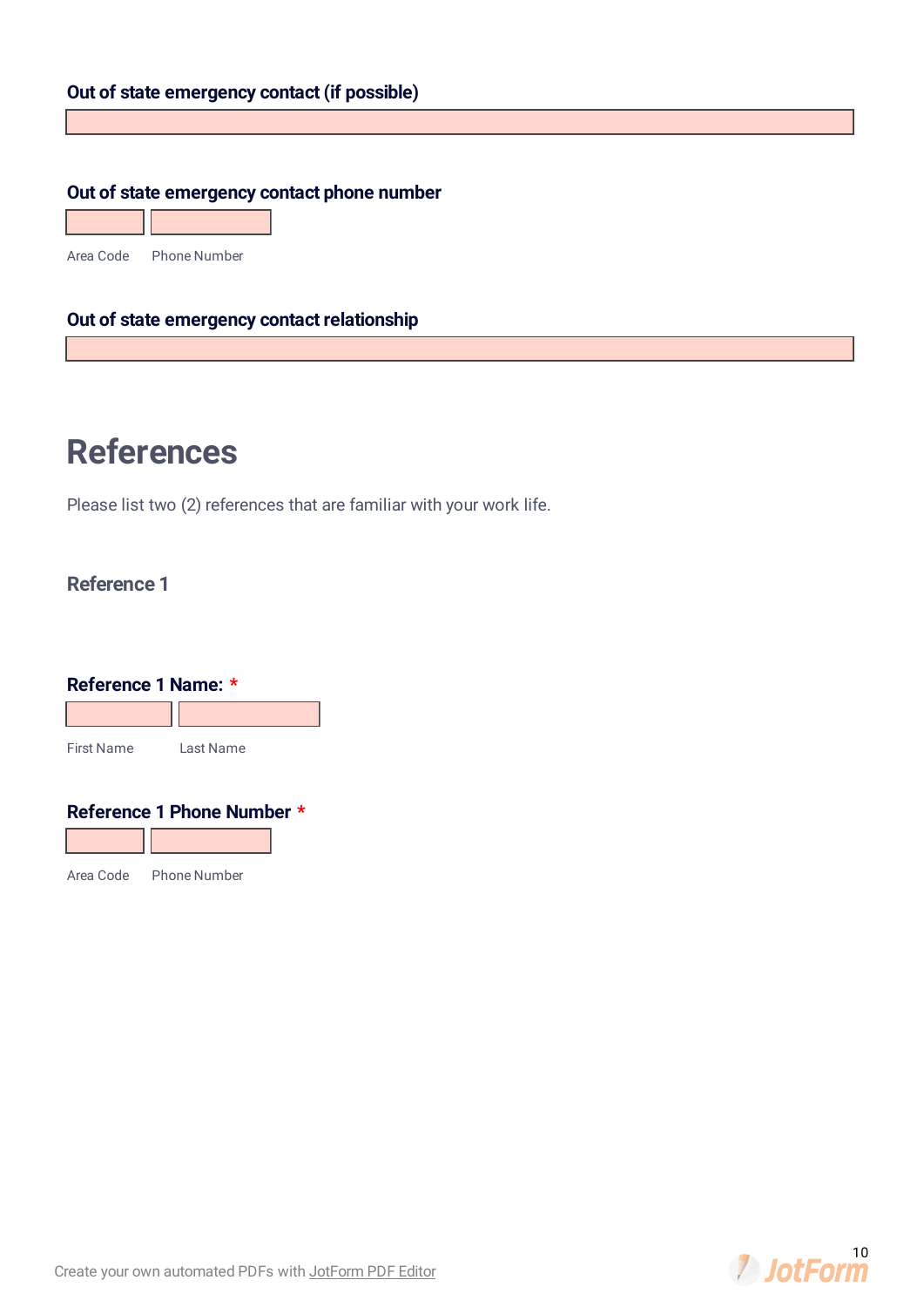**Out of state emergency contact (if possible)**

**Out of state emergency contact phone number**

Area Code Phone Number

**Out of state emergency contact relationship**

# References

Please list two (2) references that are familiar with your work life.

### Reference 1

**Reference 1 Name:** *

First Name Last Name

**Reference 1 Phone Number** *

Area Code Phone Number

Create your own automated PDFs with JotForm PDF Editor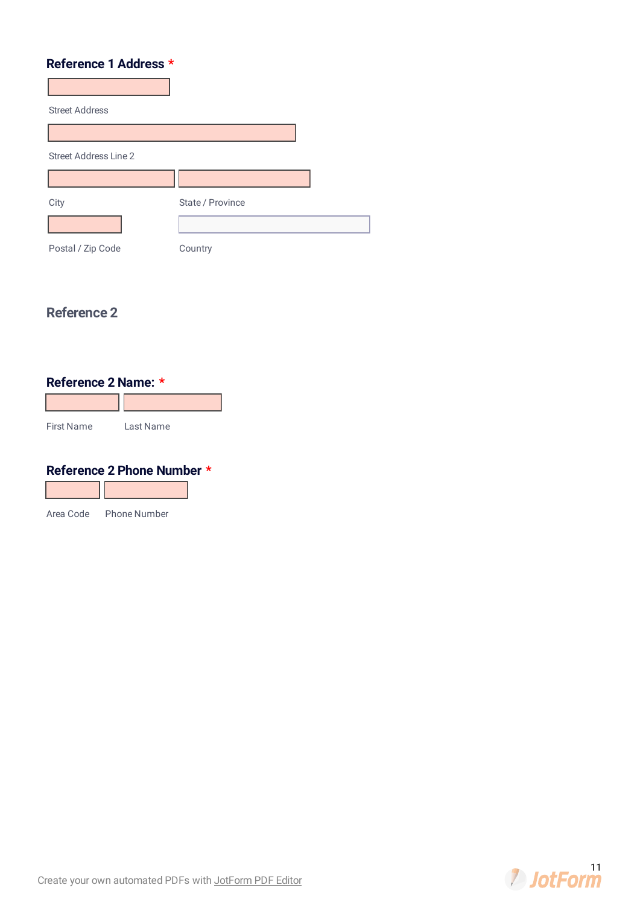**Reference 1 Address** *

Street Address

Street Address Line 2

City

State / Province

Postal / Zip Code

Country

## Reference 2

**Reference 2 Name:** *

First Name

Last Name

**Reference 2 Phone Number** *

Area Code

Phone Number

Create your own automated PDFs with JotForm PDF Editor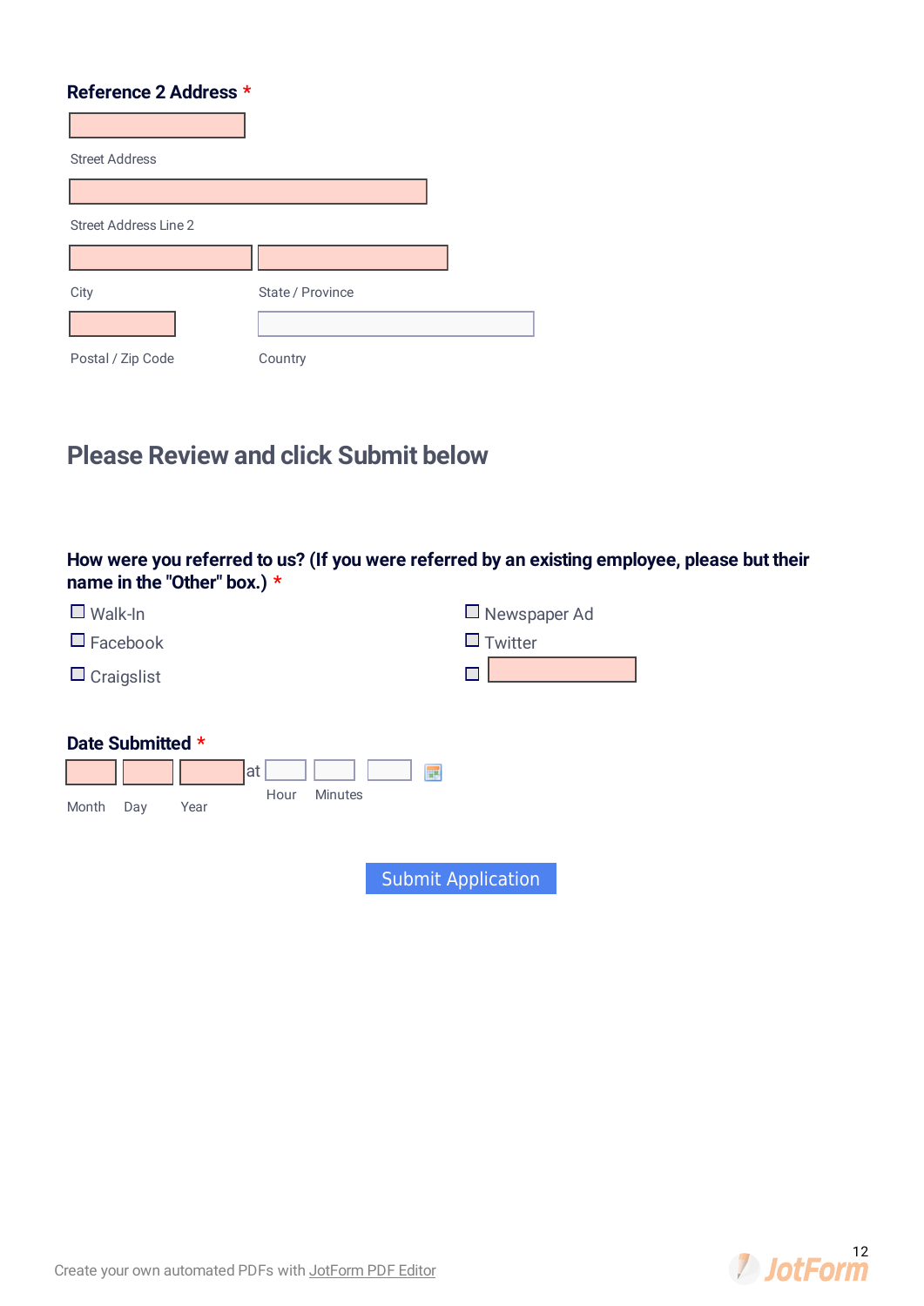### Reference 2 Address *

Street Address

Street Address Line 2

City

State / Province

Postal / Zip Code

Country

## Please Review and click Submit below

### How were you referred to us? (If you were referred by an existing employee, please but their name in the "Other" box.) *

- ☐ Walk-In
- ☐ Facebook
- ☐ Craigslist
- ☐ Newspaper Ad
- ☐ Twitter
- ☐

### Date Submitted *

Month Day Year at Hour Minutes

Submit Application

Create your own automated PDFs with JotForm PDF Editor